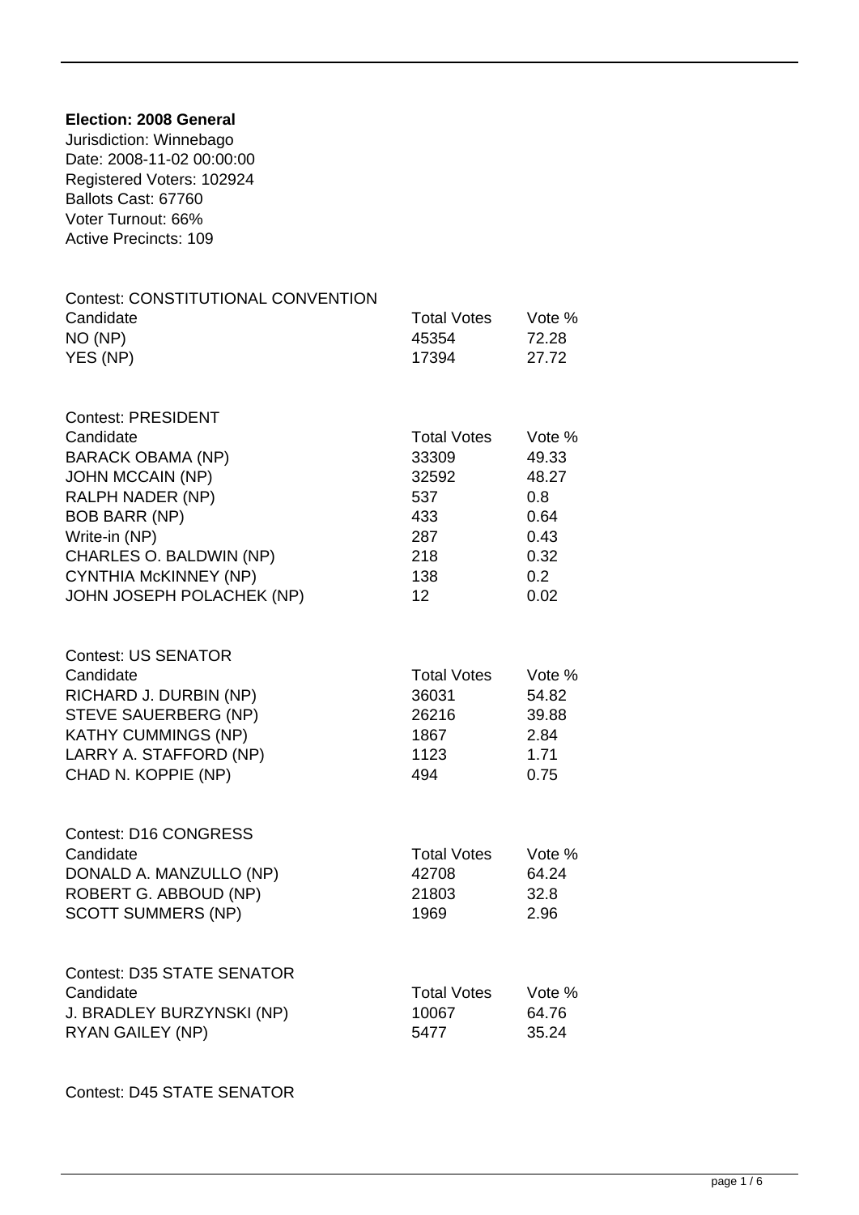**Election: 2008 General**
Jurisdiction: Winnebago
Date: 2008-11-02 00:00:00
Registered Voters: 102924
Ballots Cast: 67760
Voter Turnout: 66%
Active Precincts: 109

Contest: CONSTITUTIONAL CONVENTION

| Candidate | Total Votes | Vote % |
|---|---|---|
| NO (NP) | 45354 | 72.28 |
| YES (NP) | 17394 | 27.72 |

Contest: PRESIDENT

| Candidate | Total Votes | Vote % |
|---|---|---|
| BARACK OBAMA (NP) | 33309 | 49.33 |
| JOHN MCCAIN (NP) | 32592 | 48.27 |
| RALPH NADER (NP) | 537 | 0.8 |
| BOB BARR (NP) | 433 | 0.64 |
| Write-in (NP) | 287 | 0.43 |
| CHARLES O. BALDWIN (NP) | 218 | 0.32 |
| CYNTHIA McKINNEY (NP) | 138 | 0.2 |
| JOHN JOSEPH POLACHEK (NP) | 12 | 0.02 |

Contest: US SENATOR

| Candidate | Total Votes | Vote % |
|---|---|---|
| RICHARD J. DURBIN (NP) | 36031 | 54.82 |
| STEVE SAUERBERG (NP) | 26216 | 39.88 |
| KATHY CUMMINGS (NP) | 1867 | 2.84 |
| LARRY A. STAFFORD (NP) | 1123 | 1.71 |
| CHAD N. KOPPIE (NP) | 494 | 0.75 |

Contest: D16 CONGRESS

| Candidate | Total Votes | Vote % |
|---|---|---|
| DONALD A. MANZULLO (NP) | 42708 | 64.24 |
| ROBERT G. ABBOUD (NP) | 21803 | 32.8 |
| SCOTT SUMMERS (NP) | 1969 | 2.96 |

Contest: D35 STATE SENATOR

| Candidate | Total Votes | Vote % |
|---|---|---|
| J. BRADLEY BURZYNSKI (NP) | 10067 | 64.76 |
| RYAN GAILEY (NP) | 5477 | 35.24 |

Contest: D45 STATE SENATOR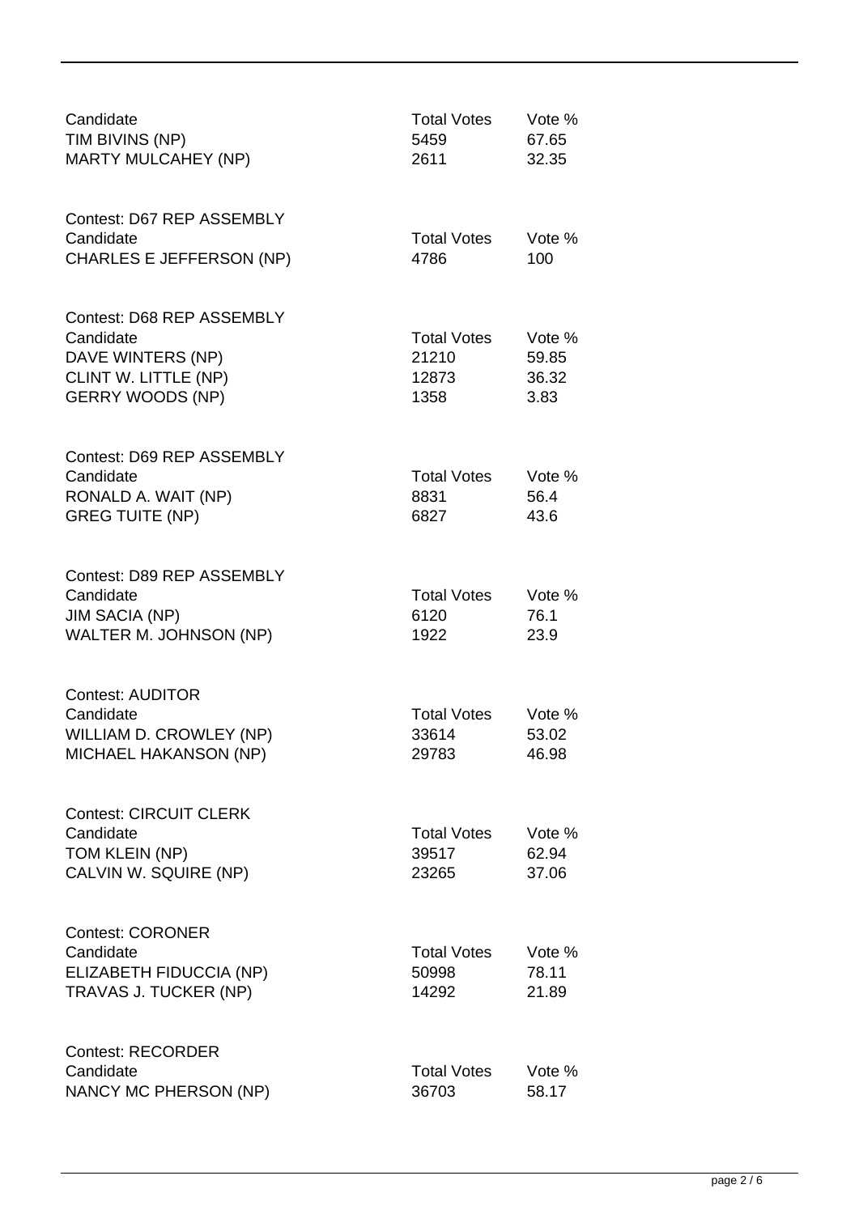| Candidate | Total Votes | Vote % |
|---|---|---|
| TIM BIVINS (NP) | 5459 | 67.65 |
| MARTY MULCAHEY (NP) | 2611 | 32.35 |

Contest: D67 REP ASSEMBLY

| Candidate | Total Votes | Vote % |
|---|---|---|
| CHARLES E JEFFERSON (NP) | 4786 | 100 |

Contest: D68 REP ASSEMBLY

| Candidate | Total Votes | Vote % |
|---|---|---|
| DAVE WINTERS (NP) | 21210 | 59.85 |
| CLINT W. LITTLE (NP) | 12873 | 36.32 |
| GERRY WOODS (NP) | 1358 | 3.83 |

Contest: D69 REP ASSEMBLY

| Candidate | Total Votes | Vote % |
|---|---|---|
| RONALD A. WAIT (NP) | 8831 | 56.4 |
| GREG TUITE (NP) | 6827 | 43.6 |

Contest: D89 REP ASSEMBLY

| Candidate | Total Votes | Vote % |
|---|---|---|
| JIM SACIA (NP) | 6120 | 76.1 |
| WALTER M. JOHNSON (NP) | 1922 | 23.9 |

Contest: AUDITOR

| Candidate | Total Votes | Vote % |
|---|---|---|
| WILLIAM D. CROWLEY (NP) | 33614 | 53.02 |
| MICHAEL HAKANSON (NP) | 29783 | 46.98 |

Contest: CIRCUIT CLERK

| Candidate | Total Votes | Vote % |
|---|---|---|
| TOM KLEIN (NP) | 39517 | 62.94 |
| CALVIN W. SQUIRE (NP) | 23265 | 37.06 |

Contest: CORONER

| Candidate | Total Votes | Vote % |
|---|---|---|
| ELIZABETH FIDUCCIA (NP) | 50998 | 78.11 |
| TRAVAS J. TUCKER (NP) | 14292 | 21.89 |

Contest: RECORDER

| Candidate | Total Votes | Vote % |
|---|---|---|
| NANCY MC PHERSON (NP) | 36703 | 58.17 |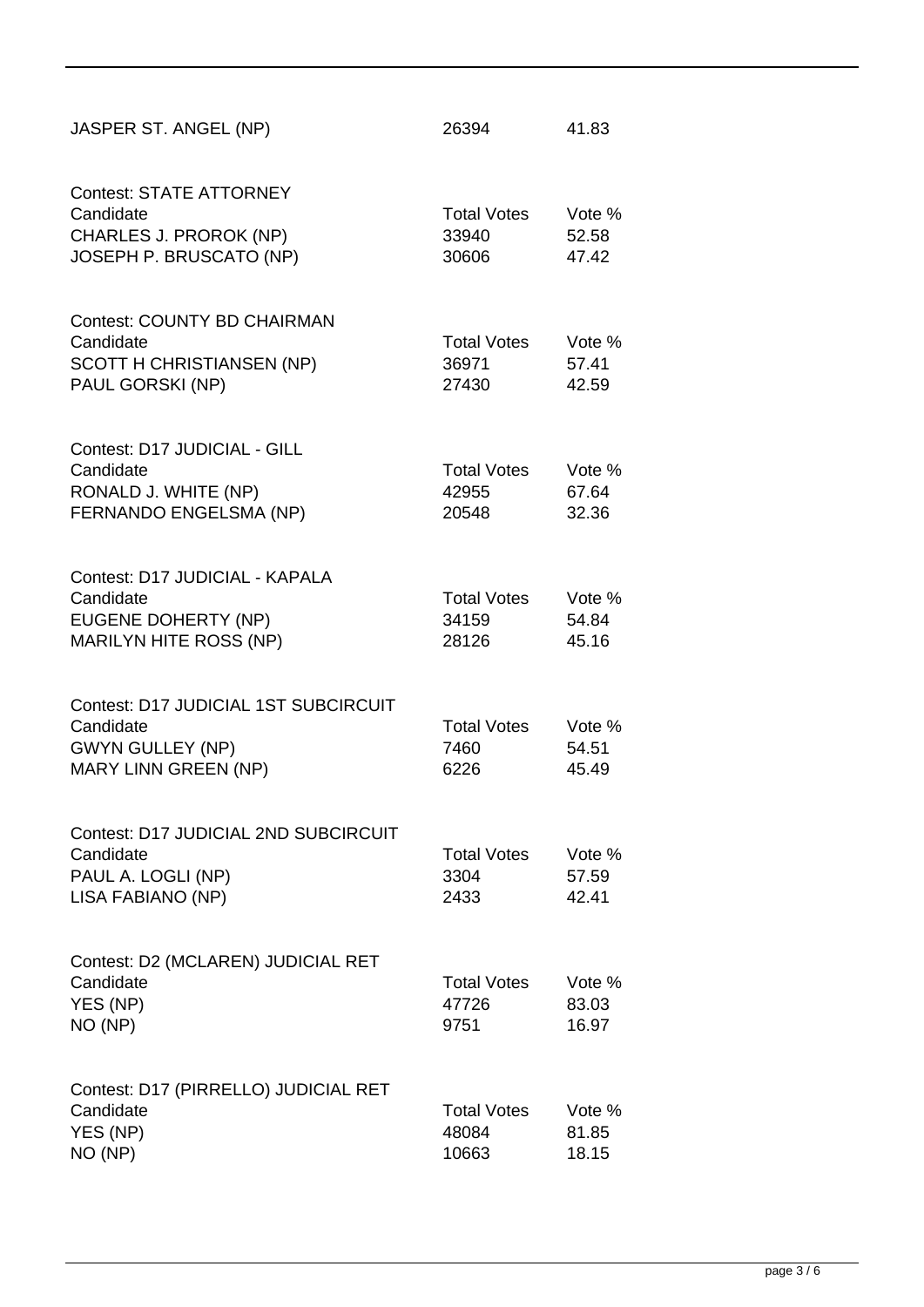| | | |
|---|---|---|
| JASPER ST. ANGEL (NP) | 26394 | 41.83 |

Contest: STATE ATTORNEY

| Candidate | Total Votes | Vote % |
|---|---|---|
| CHARLES J. PROROK (NP) | 33940 | 52.58 |
| JOSEPH P. BRUSCATO (NP) | 30606 | 47.42 |

Contest: COUNTY BD CHAIRMAN

| Candidate | Total Votes | Vote % |
|---|---|---|
| SCOTT H CHRISTIANSEN (NP) | 36971 | 57.41 |
| PAUL GORSKI (NP) | 27430 | 42.59 |

Contest: D17 JUDICIAL - GILL

| Candidate | Total Votes | Vote % |
|---|---|---|
| RONALD J. WHITE (NP) | 42955 | 67.64 |
| FERNANDO ENGELSMA (NP) | 20548 | 32.36 |

Contest: D17 JUDICIAL - KAPALA

| Candidate | Total Votes | Vote % |
|---|---|---|
| EUGENE DOHERTY (NP) | 34159 | 54.84 |
| MARILYN HITE ROSS (NP) | 28126 | 45.16 |

Contest: D17 JUDICIAL 1ST SUBCIRCUIT

| Candidate | Total Votes | Vote % |
|---|---|---|
| GWYN GULLEY (NP) | 7460 | 54.51 |
| MARY LINN GREEN (NP) | 6226 | 45.49 |

Contest: D17 JUDICIAL 2ND SUBCIRCUIT

| Candidate | Total Votes | Vote % |
|---|---|---|
| PAUL A. LOGLI (NP) | 3304 | 57.59 |
| LISA FABIANO (NP) | 2433 | 42.41 |

Contest: D2 (MCLAREN) JUDICIAL RET

| Candidate | Total Votes | Vote % |
|---|---|---|
| YES (NP) | 47726 | 83.03 |
| NO (NP) | 9751 | 16.97 |

Contest: D17 (PIRRELLO) JUDICIAL RET

| Candidate | Total Votes | Vote % |
|---|---|---|
| YES (NP) | 48084 | 81.85 |
| NO (NP) | 10663 | 18.15 |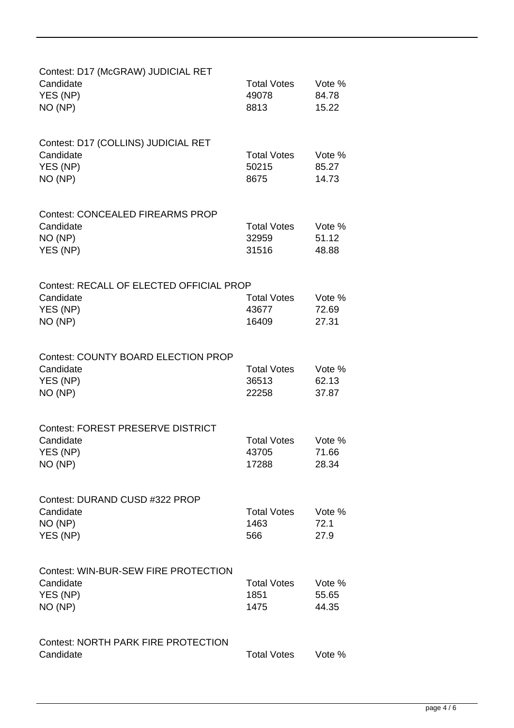Contest: D17 (McGRAW) JUDICIAL RET

| Candidate | Total Votes | Vote % |
| --- | --- | --- |
| YES (NP) | 49078 | 84.78 |
| NO (NP) | 8813 | 15.22 |

Contest: D17 (COLLINS) JUDICIAL RET

| Candidate | Total Votes | Vote % |
| --- | --- | --- |
| YES (NP) | 50215 | 85.27 |
| NO (NP) | 8675 | 14.73 |

Contest: CONCEALED FIREARMS PROP

| Candidate | Total Votes | Vote % |
| --- | --- | --- |
| NO (NP) | 32959 | 51.12 |
| YES (NP) | 31516 | 48.88 |

Contest: RECALL OF ELECTED OFFICIAL PROP

| Candidate | Total Votes | Vote % |
| --- | --- | --- |
| YES (NP) | 43677 | 72.69 |
| NO (NP) | 16409 | 27.31 |

Contest: COUNTY BOARD ELECTION PROP

| Candidate | Total Votes | Vote % |
| --- | --- | --- |
| YES (NP) | 36513 | 62.13 |
| NO (NP) | 22258 | 37.87 |

Contest: FOREST PRESERVE DISTRICT

| Candidate | Total Votes | Vote % |
| --- | --- | --- |
| YES (NP) | 43705 | 71.66 |
| NO (NP) | 17288 | 28.34 |

Contest: DURAND CUSD #322 PROP

| Candidate | Total Votes | Vote % |
| --- | --- | --- |
| NO (NP) | 1463 | 72.1 |
| YES (NP) | 566 | 27.9 |

Contest: WIN-BUR-SEW FIRE PROTECTION

| Candidate | Total Votes | Vote % |
| --- | --- | --- |
| YES (NP) | 1851 | 55.65 |
| NO (NP) | 1475 | 44.35 |

Contest: NORTH PARK FIRE PROTECTION

| Candidate | Total Votes | Vote % |
| --- | --- | --- |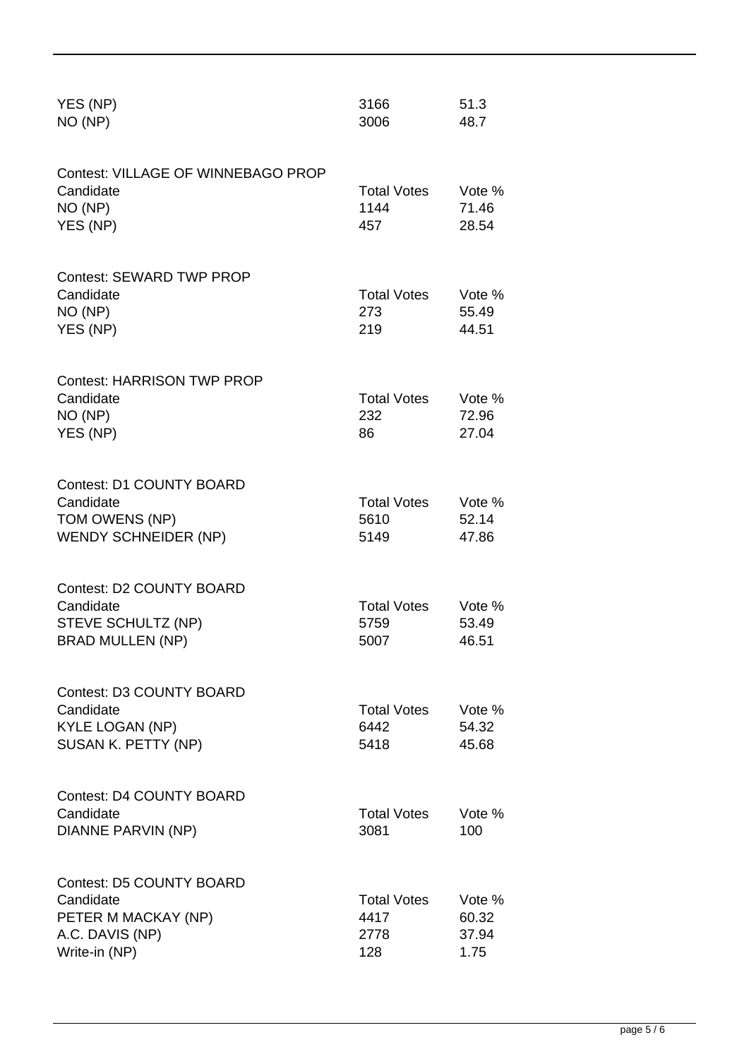| | | |
|---|---|---|
| YES (NP) | 3166 | 51.3 |
| NO (NP) | 3006 | 48.7 |

Contest: VILLAGE OF WINNEBAGO PROP

| Candidate | Total Votes | Vote % |
|---|---|---|
| NO (NP) | 1144 | 71.46 |
| YES (NP) | 457 | 28.54 |

Contest: SEWARD TWP PROP

| Candidate | Total Votes | Vote % |
|---|---|---|
| NO (NP) | 273 | 55.49 |
| YES (NP) | 219 | 44.51 |

Contest: HARRISON TWP PROP

| Candidate | Total Votes | Vote % |
|---|---|---|
| NO (NP) | 232 | 72.96 |
| YES (NP) | 86 | 27.04 |

Contest: D1 COUNTY BOARD

| Candidate | Total Votes | Vote % |
|---|---|---|
| TOM OWENS (NP) | 5610 | 52.14 |
| WENDY SCHNEIDER (NP) | 5149 | 47.86 |

Contest: D2 COUNTY BOARD

| Candidate | Total Votes | Vote % |
|---|---|---|
| STEVE SCHULTZ (NP) | 5759 | 53.49 |
| BRAD MULLEN (NP) | 5007 | 46.51 |

Contest: D3 COUNTY BOARD

| Candidate | Total Votes | Vote % |
|---|---|---|
| KYLE LOGAN (NP) | 6442 | 54.32 |
| SUSAN K. PETTY (NP) | 5418 | 45.68 |

Contest: D4 COUNTY BOARD

| Candidate | Total Votes | Vote % |
|---|---|---|
| DIANNE PARVIN (NP) | 3081 | 100 |

Contest: D5 COUNTY BOARD

| Candidate | Total Votes | Vote % |
|---|---|---|
| PETER M MACKAY (NP) | 4417 | 60.32 |
| A.C. DAVIS (NP) | 2778 | 37.94 |
| Write-in (NP) | 128 | 1.75 |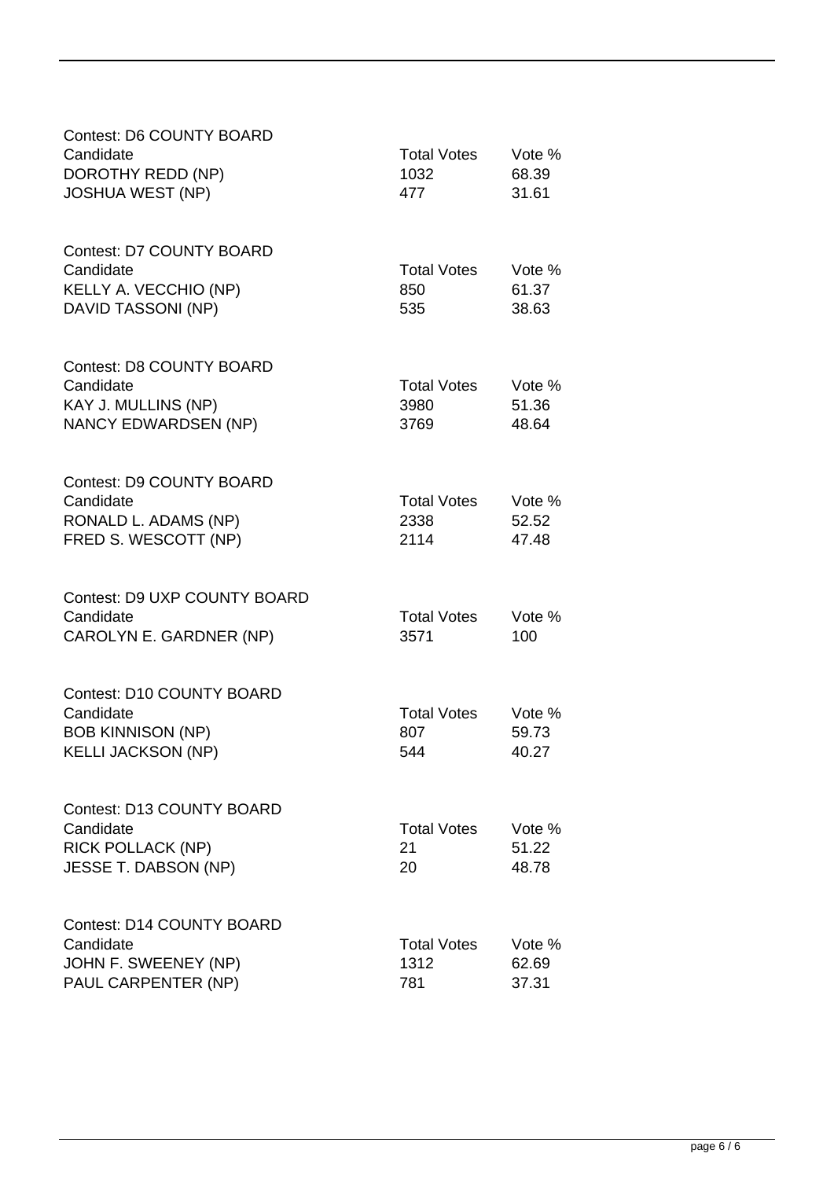Contest: D6 COUNTY BOARD

| Candidate | Total Votes | Vote % |
| --- | --- | --- |
| DOROTHY REDD (NP) | 1032 | 68.39 |
| JOSHUA WEST (NP) | 477 | 31.61 |

Contest: D7 COUNTY BOARD

| Candidate | Total Votes | Vote % |
| --- | --- | --- |
| KELLY A. VECCHIO (NP) | 850 | 61.37 |
| DAVID TASSONI (NP) | 535 | 38.63 |

Contest: D8 COUNTY BOARD

| Candidate | Total Votes | Vote % |
| --- | --- | --- |
| KAY J. MULLINS (NP) | 3980 | 51.36 |
| NANCY EDWARDSEN (NP) | 3769 | 48.64 |

Contest: D9 COUNTY BOARD

| Candidate | Total Votes | Vote % |
| --- | --- | --- |
| RONALD L. ADAMS (NP) | 2338 | 52.52 |
| FRED S. WESCOTT (NP) | 2114 | 47.48 |

Contest: D9 UXP COUNTY BOARD

| Candidate | Total Votes | Vote % |
| --- | --- | --- |
| CAROLYN E. GARDNER (NP) | 3571 | 100 |

Contest: D10 COUNTY BOARD

| Candidate | Total Votes | Vote % |
| --- | --- | --- |
| BOB KINNISON (NP) | 807 | 59.73 |
| KELLI JACKSON (NP) | 544 | 40.27 |

Contest: D13 COUNTY BOARD

| Candidate | Total Votes | Vote % |
| --- | --- | --- |
| RICK POLLACK (NP) | 21 | 51.22 |
| JESSE T. DABSON (NP) | 20 | 48.78 |

Contest: D14 COUNTY BOARD

| Candidate | Total Votes | Vote % |
| --- | --- | --- |
| JOHN F. SWEENEY (NP) | 1312 | 62.69 |
| PAUL CARPENTER (NP) | 781 | 37.31 |